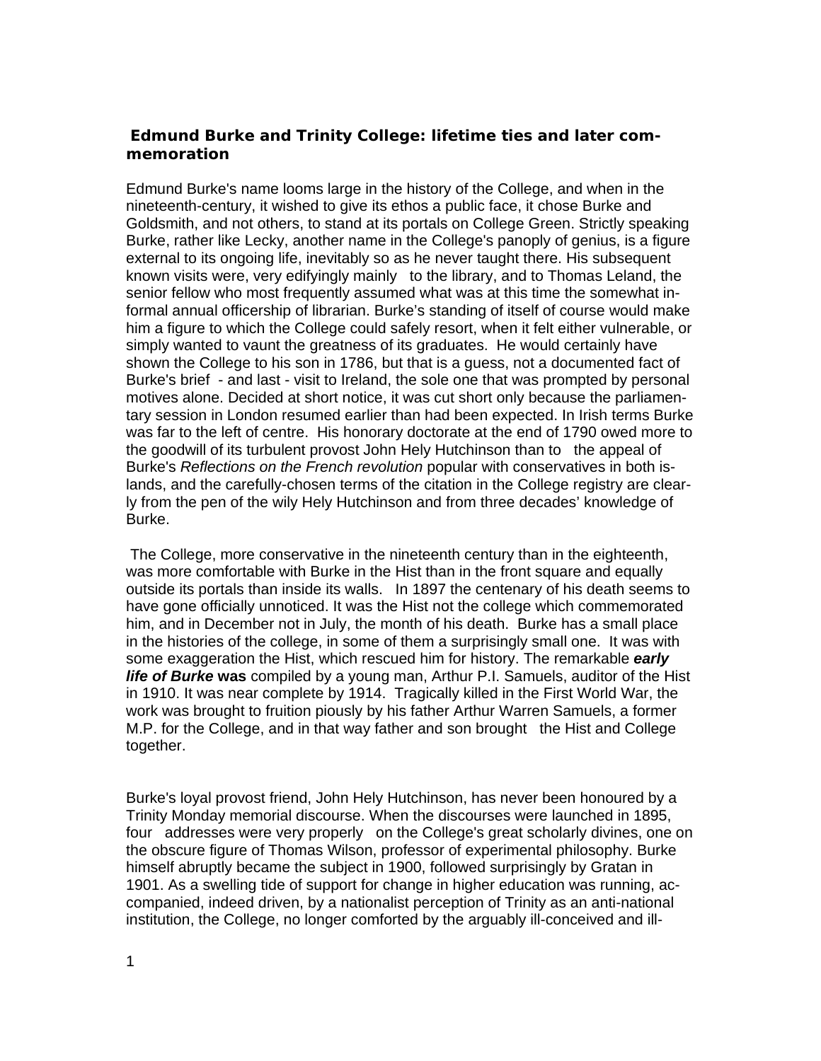## Edmund Burke and Trinity College: lifetime ties and later commemoration

Edmund Burke's name looms large in the history of the College, and when in the nineteenth-century, it wished to give its ethos a public face, it chose Burke and Goldsmith, and not others, to stand at its portals on College Green. Strictly speaking Burke, rather like Lecky, another name in the College's panoply of genius, is a figure external to its ongoing life, inevitably so as he never taught there. His subsequent known visits were, very edifyingly mainly to the library, and to Thomas Leland, the senior fellow who most frequently assumed what was at this time the somewhat informal annual officership of librarian. Burke's standing of itself of course would make him a figure to which the College could safely resort, when it felt either vulnerable, or simply wanted to vaunt the greatness of its graduates. He would certainly have shown the College to his son in 1786, but that is a guess, not a documented fact of Burke's brief - and last - visit to Ireland, the sole one that was prompted by personal motives alone. Decided at short notice, it was cut short only because the parliamentary session in London resumed earlier than had been expected. In Irish terms Burke was far to the left of centre. His honorary doctorate at the end of 1790 owed more to the goodwill of its turbulent provost John Hely Hutchinson than to the appeal of Burke's *Reflections on the French revolution* popular with conservatives in both islands, and the carefully-chosen terms of the citation in the College registry are clearly from the pen of the wily Hely Hutchinson and from three decades' knowledge of Burke.

The College, more conservative in the nineteenth century than in the eighteenth, was more comfortable with Burke in the Hist than in the front square and equally outside its portals than inside its walls. In 1897 the centenary of his death seems to have gone officially unnoticed. It was the Hist not the college which commemorated him, and in December not in July, the month of his death. Burke has a small place in the histories of the college, in some of them a surprisingly small one. It was with some exaggeration the Hist, which rescued him for history. The remarkable ***early life of Burke*** **was** compiled by a young man, Arthur P.I. Samuels, auditor of the Hist in 1910. It was near complete by 1914. Tragically killed in the First World War, the work was brought to fruition piously by his father Arthur Warren Samuels, a former M.P. for the College, and in that way father and son brought the Hist and College together.

Burke's loyal provost friend, John Hely Hutchinson, has never been honoured by a Trinity Monday memorial discourse. When the discourses were launched in 1895, four addresses were very properly on the College's great scholarly divines, one on the obscure figure of Thomas Wilson, professor of experimental philosophy. Burke himself abruptly became the subject in 1900, followed surprisingly by Gratan in 1901. As a swelling tide of support for change in higher education was running, accompanied, indeed driven, by a nationalist perception of Trinity as an anti-national institution, the College, no longer comforted by the arguably ill-conceived and ill-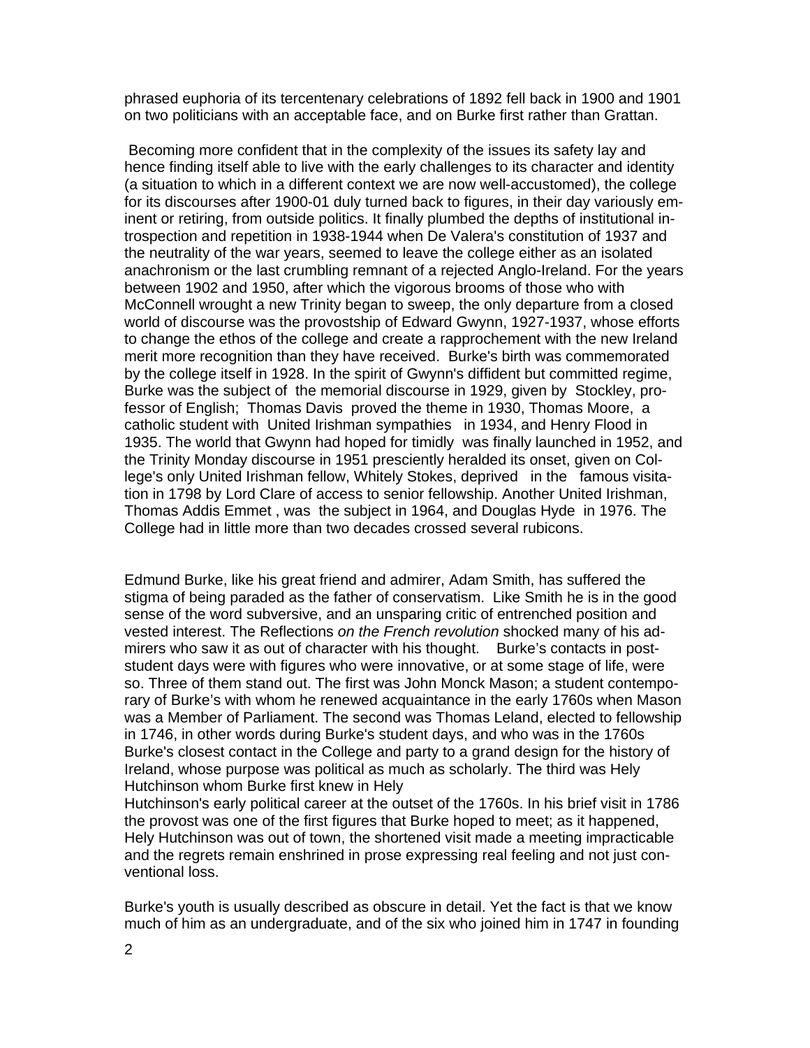phrased euphoria of its tercentenary celebrations of 1892 fell back in 1900 and 1901 on two politicians with an acceptable face, and on Burke first rather than Grattan.

Becoming more confident that in the complexity of the issues its safety lay and hence finding itself able to live with the early challenges to its character and identity (a situation to which in a different context we are now well-accustomed), the college for its discourses after 1900-01 duly turned back to figures, in their day variously eminent or retiring, from outside politics. It finally plumbed the depths of institutional introspection and repetition in 1938-1944 when De Valera's constitution of 1937 and the neutrality of the war years, seemed to leave the college either as an isolated anachronism or the last crumbling remnant of a rejected Anglo-Ireland. For the years between 1902 and 1950, after which the vigorous brooms of those who with McConnell wrought a new Trinity began to sweep, the only departure from a closed world of discourse was the provostship of Edward Gwynn, 1927-1937, whose efforts to change the ethos of the college and create a rapprochement with the new Ireland merit more recognition than they have received. Burke's birth was commemorated by the college itself in 1928. In the spirit of Gwynn's diffident but committed regime, Burke was the subject of the memorial discourse in 1929, given by Stockley, professor of English; Thomas Davis proved the theme in 1930, Thomas Moore, a catholic student with United Irishman sympathies in 1934, and Henry Flood in 1935. The world that Gwynn had hoped for timidly was finally launched in 1952, and the Trinity Monday discourse in 1951 presciently heralded its onset, given on College's only United Irishman fellow, Whitely Stokes, deprived in the famous visitation in 1798 by Lord Clare of access to senior fellowship. Another United Irishman, Thomas Addis Emmet , was the subject in 1964, and Douglas Hyde in 1976. The College had in little more than two decades crossed several rubicons.

Edmund Burke, like his great friend and admirer, Adam Smith, has suffered the stigma of being paraded as the father of conservatism. Like Smith he is in the good sense of the word subversive, and an unsparing critic of entrenched position and vested interest. The Reflections *on the French revolution* shocked many of his admirers who saw it as out of character with his thought. Burke's contacts in post-student days were with figures who were innovative, or at some stage of life, were so. Three of them stand out. The first was John Monck Mason; a student contemporary of Burke's with whom he renewed acquaintance in the early 1760s when Mason was a Member of Parliament. The second was Thomas Leland, elected to fellowship in 1746, in other words during Burke's student days, and who was in the 1760s Burke's closest contact in the College and party to a grand design for the history of Ireland, whose purpose was political as much as scholarly. The third was Hely Hutchinson whom Burke first knew in Hely Hutchinson's early political career at the outset of the 1760s. In his brief visit in 1786 the provost was one of the first figures that Burke hoped to meet; as it happened, Hely Hutchinson was out of town, the shortened visit made a meeting impracticable and the regrets remain enshrined in prose expressing real feeling and not just conventional loss.

Burke's youth is usually described as obscure in detail. Yet the fact is that we know much of him as an undergraduate, and of the six who joined him in 1747 in founding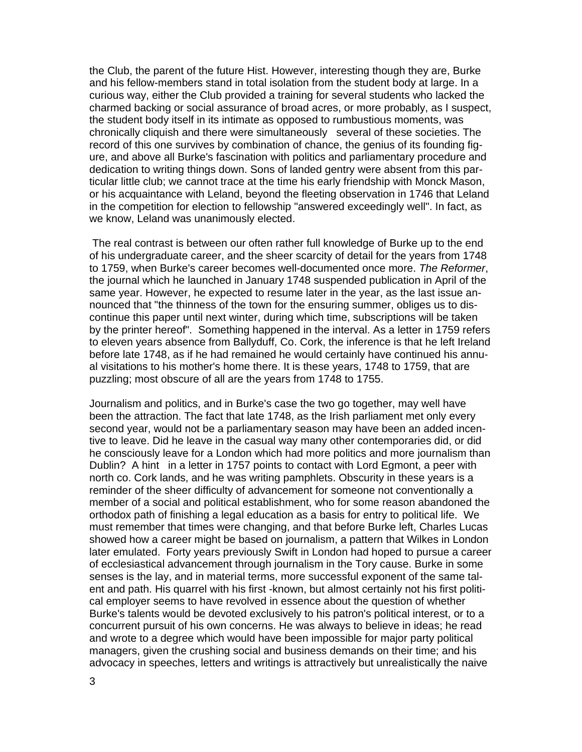the Club, the parent of the future Hist. However, interesting though they are, Burke and his fellow-members stand in total isolation from the student body at large. In a curious way, either the Club provided a training for several students who lacked the charmed backing or social assurance of broad acres, or more probably, as I suspect, the student body itself in its intimate as opposed to rumbustious moments, was chronically cliquish and there were simultaneously several of these societies. The record of this one survives by combination of chance, the genius of its founding figure, and above all Burke's fascination with politics and parliamentary procedure and dedication to writing things down. Sons of landed gentry were absent from this particular little club; we cannot trace at the time his early friendship with Monck Mason, or his acquaintance with Leland, beyond the fleeting observation in 1746 that Leland in the competition for election to fellowship "answered exceedingly well". In fact, as we know, Leland was unanimously elected.

The real contrast is between our often rather full knowledge of Burke up to the end of his undergraduate career, and the sheer scarcity of detail for the years from 1748 to 1759, when Burke's career becomes well-documented once more. *The Reformer*, the journal which he launched in January 1748 suspended publication in April of the same year. However, he expected to resume later in the year, as the last issue announced that "the thinness of the town for the ensuring summer, obliges us to discontinue this paper until next winter, during which time, subscriptions will be taken by the printer hereof". Something happened in the interval. As a letter in 1759 refers to eleven years absence from Ballyduff, Co. Cork, the inference is that he left Ireland before late 1748, as if he had remained he would certainly have continued his annual visitations to his mother's home there. It is these years, 1748 to 1759, that are puzzling; most obscure of all are the years from 1748 to 1755.

Journalism and politics, and in Burke's case the two go together, may well have been the attraction. The fact that late 1748, as the Irish parliament met only every second year, would not be a parliamentary season may have been an added incentive to leave. Did he leave in the casual way many other contemporaries did, or did he consciously leave for a London which had more politics and more journalism than Dublin? A hint in a letter in 1757 points to contact with Lord Egmont, a peer with north co. Cork lands, and he was writing pamphlets. Obscurity in these years is a reminder of the sheer difficulty of advancement for someone not conventionally a member of a social and political establishment, who for some reason abandoned the orthodox path of finishing a legal education as a basis for entry to political life. We must remember that times were changing, and that before Burke left, Charles Lucas showed how a career might be based on journalism, a pattern that Wilkes in London later emulated. Forty years previously Swift in London had hoped to pursue a career of ecclesiastical advancement through journalism in the Tory cause. Burke in some senses is the lay, and in material terms, more successful exponent of the same talent and path. His quarrel with his first -known, but almost certainly not his first political employer seems to have revolved in essence about the question of whether Burke's talents would be devoted exclusively to his patron's political interest, or to a concurrent pursuit of his own concerns. He was always to believe in ideas; he read and wrote to a degree which would have been impossible for major party political managers, given the crushing social and business demands on their time; and his advocacy in speeches, letters and writings is attractively but unrealistically the naive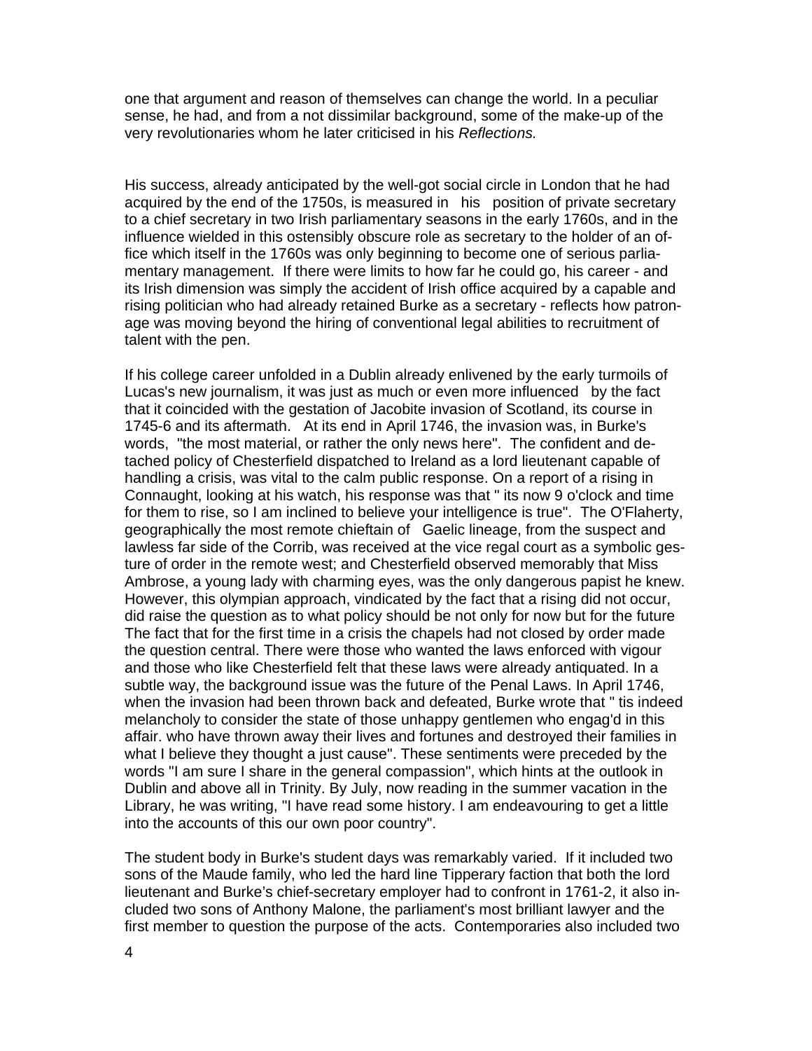one that argument and reason of themselves can change the world. In a peculiar sense, he had, and from a not dissimilar background, some of the make-up of the very revolutionaries whom he later criticised in his *Reflections.*

His success, already anticipated by the well-got social circle in London that he had acquired by the end of the 1750s, is measured in his position of private secretary to a chief secretary in two Irish parliamentary seasons in the early 1760s, and in the influence wielded in this ostensibly obscure role as secretary to the holder of an office which itself in the 1760s was only beginning to become one of serious parliamentary management. If there were limits to how far he could go, his career - and its Irish dimension was simply the accident of Irish office acquired by a capable and rising politician who had already retained Burke as a secretary - reflects how patronage was moving beyond the hiring of conventional legal abilities to recruitment of talent with the pen.

If his college career unfolded in a Dublin already enlivened by the early turmoils of Lucas's new journalism, it was just as much or even more influenced by the fact that it coincided with the gestation of Jacobite invasion of Scotland, its course in 1745-6 and its aftermath. At its end in April 1746, the invasion was, in Burke's words, "the most material, or rather the only news here". The confident and detached policy of Chesterfield dispatched to Ireland as a lord lieutenant capable of handling a crisis, was vital to the calm public response. On a report of a rising in Connaught, looking at his watch, his response was that " its now 9 o'clock and time for them to rise, so I am inclined to believe your intelligence is true". The O'Flaherty, geographically the most remote chieftain of Gaelic lineage, from the suspect and lawless far side of the Corrib, was received at the vice regal court as a symbolic gesture of order in the remote west; and Chesterfield observed memorably that Miss Ambrose, a young lady with charming eyes, was the only dangerous papist he knew. However, this olympian approach, vindicated by the fact that a rising did not occur, did raise the question as to what policy should be not only for now but for the future The fact that for the first time in a crisis the chapels had not closed by order made the question central. There were those who wanted the laws enforced with vigour and those who like Chesterfield felt that these laws were already antiquated. In a subtle way, the background issue was the future of the Penal Laws. In April 1746, when the invasion had been thrown back and defeated, Burke wrote that " tis indeed melancholy to consider the state of those unhappy gentlemen who engag'd in this affair. who have thrown away their lives and fortunes and destroyed their families in what I believe they thought a just cause". These sentiments were preceded by the words "I am sure I share in the general compassion", which hints at the outlook in Dublin and above all in Trinity. By July, now reading in the summer vacation in the Library, he was writing, "I have read some history. I am endeavouring to get a little into the accounts of this our own poor country".

The student body in Burke's student days was remarkably varied. If it included two sons of the Maude family, who led the hard line Tipperary faction that both the lord lieutenant and Burke's chief-secretary employer had to confront in 1761-2, it also included two sons of Anthony Malone, the parliament's most brilliant lawyer and the first member to question the purpose of the acts. Contemporaries also included two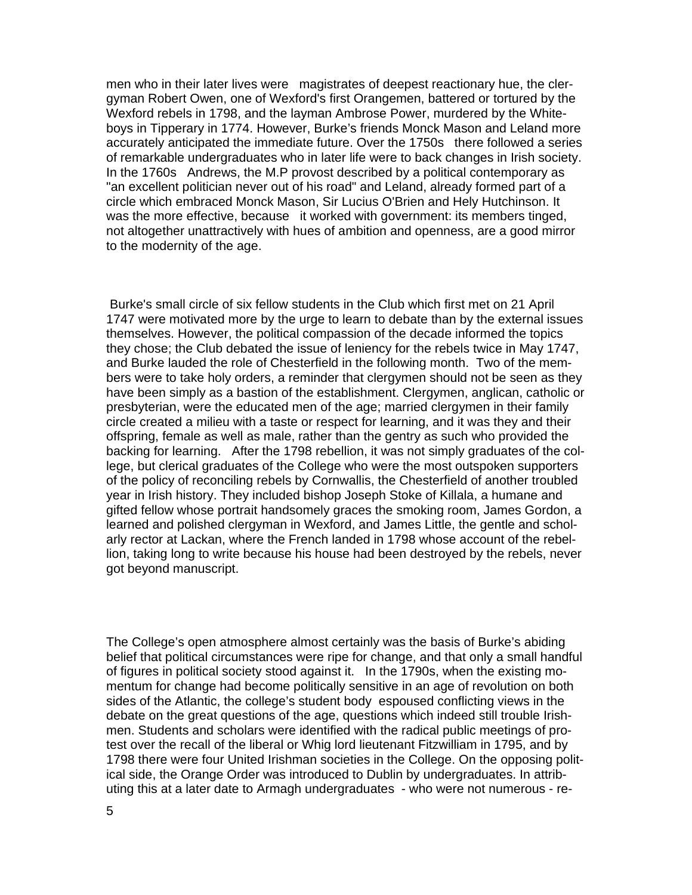men who in their later lives were magistrates of deepest reactionary hue, the clergyman Robert Owen, one of Wexford's first Orangemen, battered or tortured by the Wexford rebels in 1798, and the layman Ambrose Power, murdered by the Whiteboys in Tipperary in 1774. However, Burke's friends Monck Mason and Leland more accurately anticipated the immediate future. Over the 1750s there followed a series of remarkable undergraduates who in later life were to back changes in Irish society. In the 1760s Andrews, the M.P provost described by a political contemporary as "an excellent politician never out of his road" and Leland, already formed part of a circle which embraced Monck Mason, Sir Lucius O'Brien and Hely Hutchinson. It was the more effective, because it worked with government: its members tinged, not altogether unattractively with hues of ambition and openness, are a good mirror to the modernity of the age.

Burke's small circle of six fellow students in the Club which first met on 21 April 1747 were motivated more by the urge to learn to debate than by the external issues themselves. However, the political compassion of the decade informed the topics they chose; the Club debated the issue of leniency for the rebels twice in May 1747, and Burke lauded the role of Chesterfield in the following month. Two of the members were to take holy orders, a reminder that clergymen should not be seen as they have been simply as a bastion of the establishment. Clergymen, anglican, catholic or presbyterian, were the educated men of the age; married clergymen in their family circle created a milieu with a taste or respect for learning, and it was they and their offspring, female as well as male, rather than the gentry as such who provided the backing for learning. After the 1798 rebellion, it was not simply graduates of the college, but clerical graduates of the College who were the most outspoken supporters of the policy of reconciling rebels by Cornwallis, the Chesterfield of another troubled year in Irish history. They included bishop Joseph Stoke of Killala, a humane and gifted fellow whose portrait handsomely graces the smoking room, James Gordon, a learned and polished clergyman in Wexford, and James Little, the gentle and scholarly rector at Lackan, where the French landed in 1798 whose account of the rebellion, taking long to write because his house had been destroyed by the rebels, never got beyond manuscript.

The College's open atmosphere almost certainly was the basis of Burke's abiding belief that political circumstances were ripe for change, and that only a small handful of figures in political society stood against it. In the 1790s, when the existing momentum for change had become politically sensitive in an age of revolution on both sides of the Atlantic, the college's student body espoused conflicting views in the debate on the great questions of the age, questions which indeed still trouble Irishmen. Students and scholars were identified with the radical public meetings of protest over the recall of the liberal or Whig lord lieutenant Fitzwilliam in 1795, and by 1798 there were four United Irishman societies in the College. On the opposing political side, the Orange Order was introduced to Dublin by undergraduates. In attributing this at a later date to Armagh undergraduates - who were not numerous - re-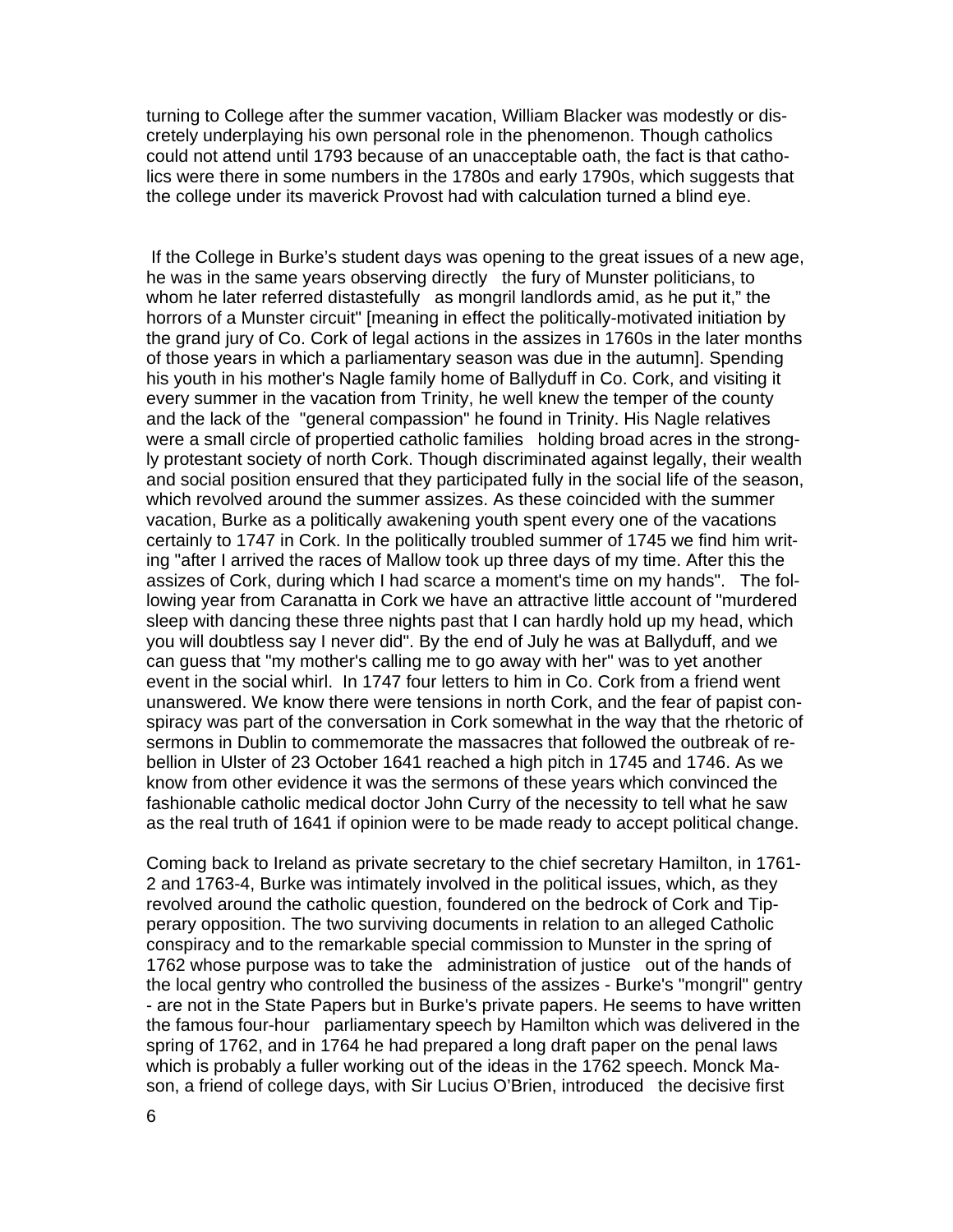turning to College after the summer vacation, William Blacker was modestly or discretely underplaying his own personal role in the phenomenon. Though catholics could not attend until 1793 because of an unacceptable oath, the fact is that catholics were there in some numbers in the 1780s and early 1790s, which suggests that the college under its maverick Provost had with calculation turned a blind eye.

If the College in Burke's student days was opening to the great issues of a new age, he was in the same years observing directly the fury of Munster politicians, to whom he later referred distastefully as mongril landlords amid, as he put it," the horrors of a Munster circuit" [meaning in effect the politically-motivated initiation by the grand jury of Co. Cork of legal actions in the assizes in 1760s in the later months of those years in which a parliamentary season was due in the autumn]. Spending his youth in his mother's Nagle family home of Ballyduff in Co. Cork, and visiting it every summer in the vacation from Trinity, he well knew the temper of the county and the lack of the "general compassion" he found in Trinity. His Nagle relatives were a small circle of propertied catholic families holding broad acres in the strongly protestant society of north Cork. Though discriminated against legally, their wealth and social position ensured that they participated fully in the social life of the season, which revolved around the summer assizes. As these coincided with the summer vacation, Burke as a politically awakening youth spent every one of the vacations certainly to 1747 in Cork. In the politically troubled summer of 1745 we find him writing "after I arrived the races of Mallow took up three days of my time. After this the assizes of Cork, during which I had scarce a moment's time on my hands". The following year from Caranatta in Cork we have an attractive little account of "murdered sleep with dancing these three nights past that I can hardly hold up my head, which you will doubtless say I never did". By the end of July he was at Ballyduff, and we can guess that "my mother's calling me to go away with her" was to yet another event in the social whirl. In 1747 four letters to him in Co. Cork from a friend went unanswered. We know there were tensions in north Cork, and the fear of papist conspiracy was part of the conversation in Cork somewhat in the way that the rhetoric of sermons in Dublin to commemorate the massacres that followed the outbreak of rebellion in Ulster of 23 October 1641 reached a high pitch in 1745 and 1746. As we know from other evidence it was the sermons of these years which convinced the fashionable catholic medical doctor John Curry of the necessity to tell what he saw as the real truth of 1641 if opinion were to be made ready to accept political change.

Coming back to Ireland as private secretary to the chief secretary Hamilton, in 1761-2 and 1763-4, Burke was intimately involved in the political issues, which, as they revolved around the catholic question, foundered on the bedrock of Cork and Tipperary opposition. The two surviving documents in relation to an alleged Catholic conspiracy and to the remarkable special commission to Munster in the spring of 1762 whose purpose was to take the administration of justice out of the hands of the local gentry who controlled the business of the assizes - Burke's "mongril" gentry - are not in the State Papers but in Burke's private papers. He seems to have written the famous four-hour parliamentary speech by Hamilton which was delivered in the spring of 1762, and in 1764 he had prepared a long draft paper on the penal laws which is probably a fuller working out of the ideas in the 1762 speech. Monck Mason, a friend of college days, with Sir Lucius O'Brien, introduced the decisive first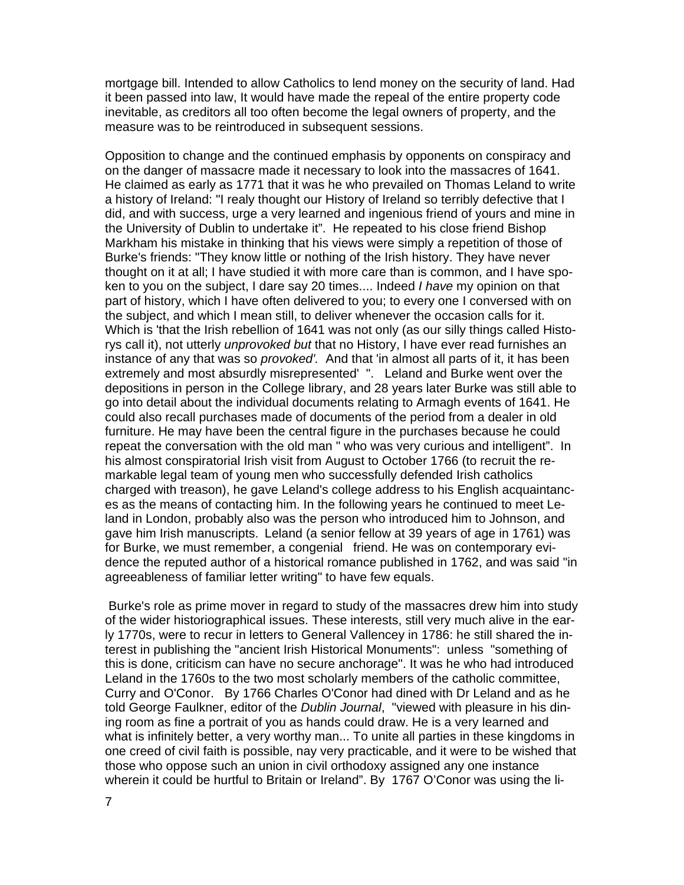mortgage bill. Intended to allow Catholics to lend money on the security of land. Had it been passed into law, It would have made the repeal of the entire property code inevitable, as creditors all too often become the legal owners of property, and the measure was to be reintroduced in subsequent sessions.

Opposition to change and the continued emphasis by opponents on conspiracy and on the danger of massacre made it necessary to look into the massacres of 1641. He claimed as early as 1771 that it was he who prevailed on Thomas Leland to write a history of Ireland: "I realy thought our History of Ireland so terribly defective that I did, and with success, urge a very learned and ingenious friend of yours and mine in the University of Dublin to undertake it". He repeated to his close friend Bishop Markham his mistake in thinking that his views were simply a repetition of those of Burke's friends: "They know little or nothing of the Irish history. They have never thought on it at all; I have studied it with more care than is common, and I have spoken to you on the subject, I dare say 20 times.... Indeed *I have* my opinion on that part of history, which I have often delivered to you; to every one I conversed with on the subject, and which I mean still, to deliver whenever the occasion calls for it. Which is 'that the Irish rebellion of 1641 was not only (as our silly things called Historys call it), not utterly *unprovoked but* that no History, I have ever read furnishes an instance of any that was so *provoked'.* And that 'in almost all parts of it, it has been extremely and most absurdly misrepresented' ". Leland and Burke went over the depositions in person in the College library, and 28 years later Burke was still able to go into detail about the individual documents relating to Armagh events of 1641. He could also recall purchases made of documents of the period from a dealer in old furniture. He may have been the central figure in the purchases because he could repeat the conversation with the old man " who was very curious and intelligent". In his almost conspiratorial Irish visit from August to October 1766 (to recruit the remarkable legal team of young men who successfully defended Irish catholics charged with treason), he gave Leland's college address to his English acquaintances as the means of contacting him. In the following years he continued to meet Leland in London, probably also was the person who introduced him to Johnson, and gave him Irish manuscripts. Leland (a senior fellow at 39 years of age in 1761) was for Burke, we must remember, a congenial friend. He was on contemporary evidence the reputed author of a historical romance published in 1762, and was said "in agreeableness of familiar letter writing" to have few equals.

Burke's role as prime mover in regard to study of the massacres drew him into study of the wider historiographical issues. These interests, still very much alive in the early 1770s, were to recur in letters to General Vallencey in 1786: he still shared the interest in publishing the "ancient Irish Historical Monuments": unless "something of this is done, criticism can have no secure anchorage". It was he who had introduced Leland in the 1760s to the two most scholarly members of the catholic committee, Curry and O'Conor. By 1766 Charles O'Conor had dined with Dr Leland and as he told George Faulkner, editor of the *Dublin Journal*, "viewed with pleasure in his dining room as fine a portrait of you as hands could draw. He is a very learned and what is infinitely better, a very worthy man... To unite all parties in these kingdoms in one creed of civil faith is possible, nay very practicable, and it were to be wished that those who oppose such an union in civil orthodoxy assigned any one instance wherein it could be hurtful to Britain or Ireland". By 1767 O'Conor was using the li-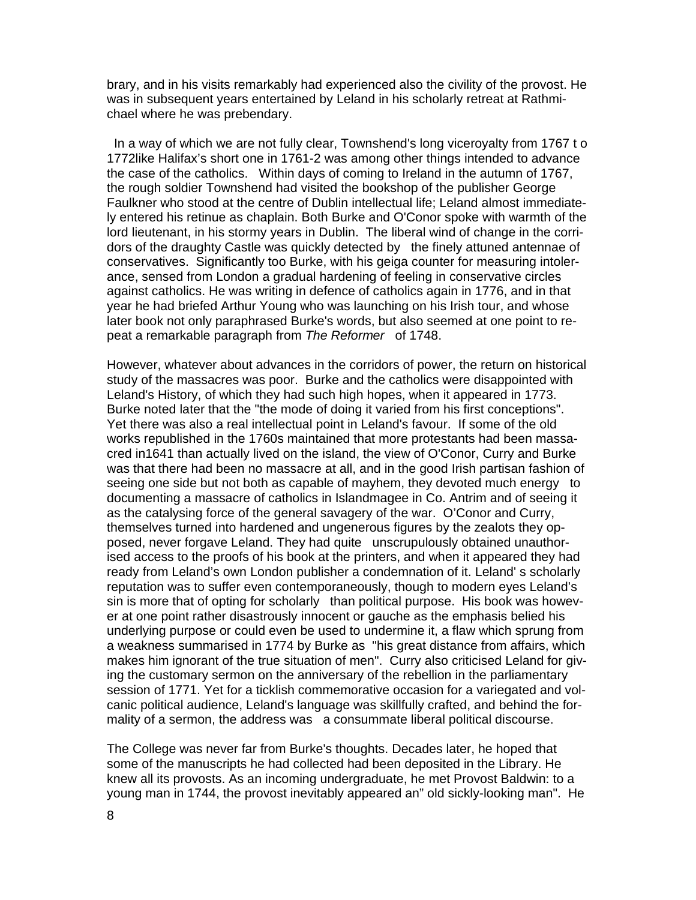brary, and in his visits remarkably had experienced also the civility of the provost. He was in subsequent years entertained by Leland in his scholarly retreat at Rathmichael where he was prebendary.

In a way of which we are not fully clear, Townshend's long viceroyalty from 1767 t o 1772like Halifax's short one in 1761-2 was among other things intended to advance the case of the catholics. Within days of coming to Ireland in the autumn of 1767, the rough soldier Townshend had visited the bookshop of the publisher George Faulkner who stood at the centre of Dublin intellectual life; Leland almost immediately entered his retinue as chaplain. Both Burke and O'Conor spoke with warmth of the lord lieutenant, in his stormy years in Dublin. The liberal wind of change in the corridors of the draughty Castle was quickly detected by the finely attuned antennae of conservatives. Significantly too Burke, with his geiga counter for measuring intolerance, sensed from London a gradual hardening of feeling in conservative circles against catholics. He was writing in defence of catholics again in 1776, and in that year he had briefed Arthur Young who was launching on his Irish tour, and whose later book not only paraphrased Burke's words, but also seemed at one point to repeat a remarkable paragraph from *The Reformer* of 1748.

However, whatever about advances in the corridors of power, the return on historical study of the massacres was poor. Burke and the catholics were disappointed with Leland's History, of which they had such high hopes, when it appeared in 1773. Burke noted later that the "the mode of doing it varied from his first conceptions". Yet there was also a real intellectual point in Leland's favour. If some of the old works republished in the 1760s maintained that more protestants had been massacred in1641 than actually lived on the island, the view of O'Conor, Curry and Burke was that there had been no massacre at all, and in the good Irish partisan fashion of seeing one side but not both as capable of mayhem, they devoted much energy to documenting a massacre of catholics in Islandmagee in Co. Antrim and of seeing it as the catalysing force of the general savagery of the war. O'Conor and Curry, themselves turned into hardened and ungenerous figures by the zealots they opposed, never forgave Leland. They had quite unscrupulously obtained unauthorised access to the proofs of his book at the printers, and when it appeared they had ready from Leland's own London publisher a condemnation of it. Leland' s scholarly reputation was to suffer even contemporaneously, though to modern eyes Leland's sin is more that of opting for scholarly than political purpose. His book was however at one point rather disastrously innocent or gauche as the emphasis belied his underlying purpose or could even be used to undermine it, a flaw which sprung from a weakness summarised in 1774 by Burke as "his great distance from affairs, which makes him ignorant of the true situation of men". Curry also criticised Leland for giving the customary sermon on the anniversary of the rebellion in the parliamentary session of 1771. Yet for a ticklish commemorative occasion for a variegated and volcanic political audience, Leland's language was skillfully crafted, and behind the formality of a sermon, the address was a consummate liberal political discourse.

The College was never far from Burke's thoughts. Decades later, he hoped that some of the manuscripts he had collected had been deposited in the Library. He knew all its provosts. As an incoming undergraduate, he met Provost Baldwin: to a young man in 1744, the provost inevitably appeared an" old sickly-looking man". He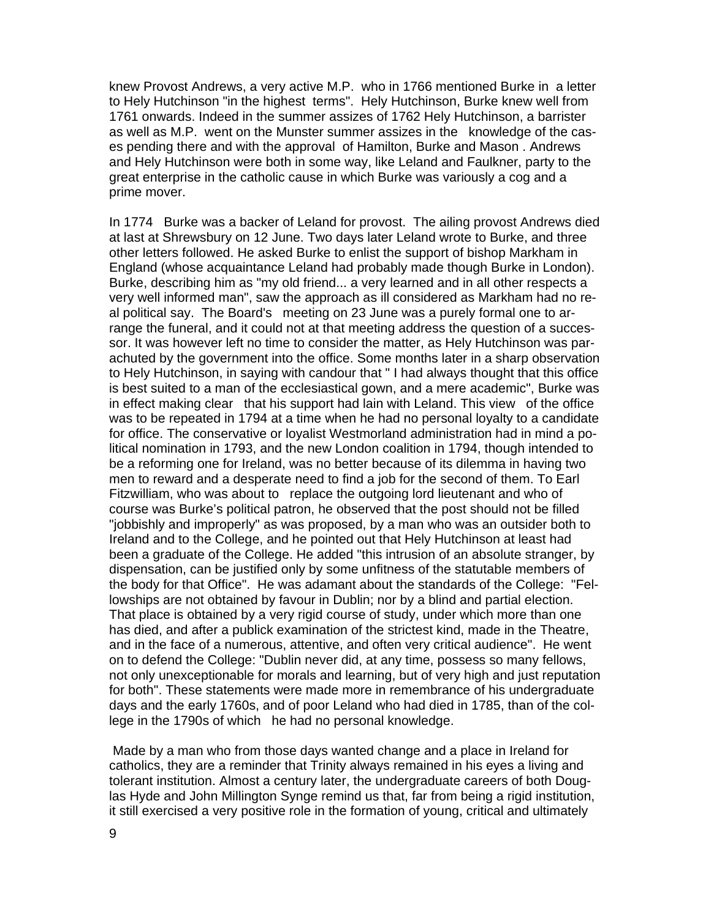knew Provost Andrews, a very active M.P. who in 1766 mentioned Burke in a letter to Hely Hutchinson "in the highest terms". Hely Hutchinson, Burke knew well from 1761 onwards. Indeed in the summer assizes of 1762 Hely Hutchinson, a barrister as well as M.P. went on the Munster summer assizes in the knowledge of the cases pending there and with the approval of Hamilton, Burke and Mason . Andrews and Hely Hutchinson were both in some way, like Leland and Faulkner, party to the great enterprise in the catholic cause in which Burke was variously a cog and a prime mover.

In 1774 Burke was a backer of Leland for provost. The ailing provost Andrews died at last at Shrewsbury on 12 June. Two days later Leland wrote to Burke, and three other letters followed. He asked Burke to enlist the support of bishop Markham in England (whose acquaintance Leland had probably made though Burke in London). Burke, describing him as "my old friend... a very learned and in all other respects a very well informed man", saw the approach as ill considered as Markham had no real political say. The Board's meeting on 23 June was a purely formal one to arrange the funeral, and it could not at that meeting address the question of a successor. It was however left no time to consider the matter, as Hely Hutchinson was parachuted by the government into the office. Some months later in a sharp observation to Hely Hutchinson, in saying with candour that " I had always thought that this office is best suited to a man of the ecclesiastical gown, and a mere academic", Burke was in effect making clear that his support had lain with Leland. This view of the office was to be repeated in 1794 at a time when he had no personal loyalty to a candidate for office. The conservative or loyalist Westmorland administration had in mind a political nomination in 1793, and the new London coalition in 1794, though intended to be a reforming one for Ireland, was no better because of its dilemma in having two men to reward and a desperate need to find a job for the second of them. To Earl Fitzwilliam, who was about to replace the outgoing lord lieutenant and who of course was Burke's political patron, he observed that the post should not be filled "jobbishly and improperly" as was proposed, by a man who was an outsider both to Ireland and to the College, and he pointed out that Hely Hutchinson at least had been a graduate of the College. He added "this intrusion of an absolute stranger, by dispensation, can be justified only by some unfitness of the statutable members of the body for that Office". He was adamant about the standards of the College: "Fellowships are not obtained by favour in Dublin; nor by a blind and partial election. That place is obtained by a very rigid course of study, under which more than one has died, and after a publick examination of the strictest kind, made in the Theatre, and in the face of a numerous, attentive, and often very critical audience". He went on to defend the College: "Dublin never did, at any time, possess so many fellows, not only unexceptionable for morals and learning, but of very high and just reputation for both". These statements were made more in remembrance of his undergraduate days and the early 1760s, and of poor Leland who had died in 1785, than of the college in the 1790s of which he had no personal knowledge.

Made by a man who from those days wanted change and a place in Ireland for catholics, they are a reminder that Trinity always remained in his eyes a living and tolerant institution. Almost a century later, the undergraduate careers of both Douglas Hyde and John Millington Synge remind us that, far from being a rigid institution, it still exercised a very positive role in the formation of young, critical and ultimately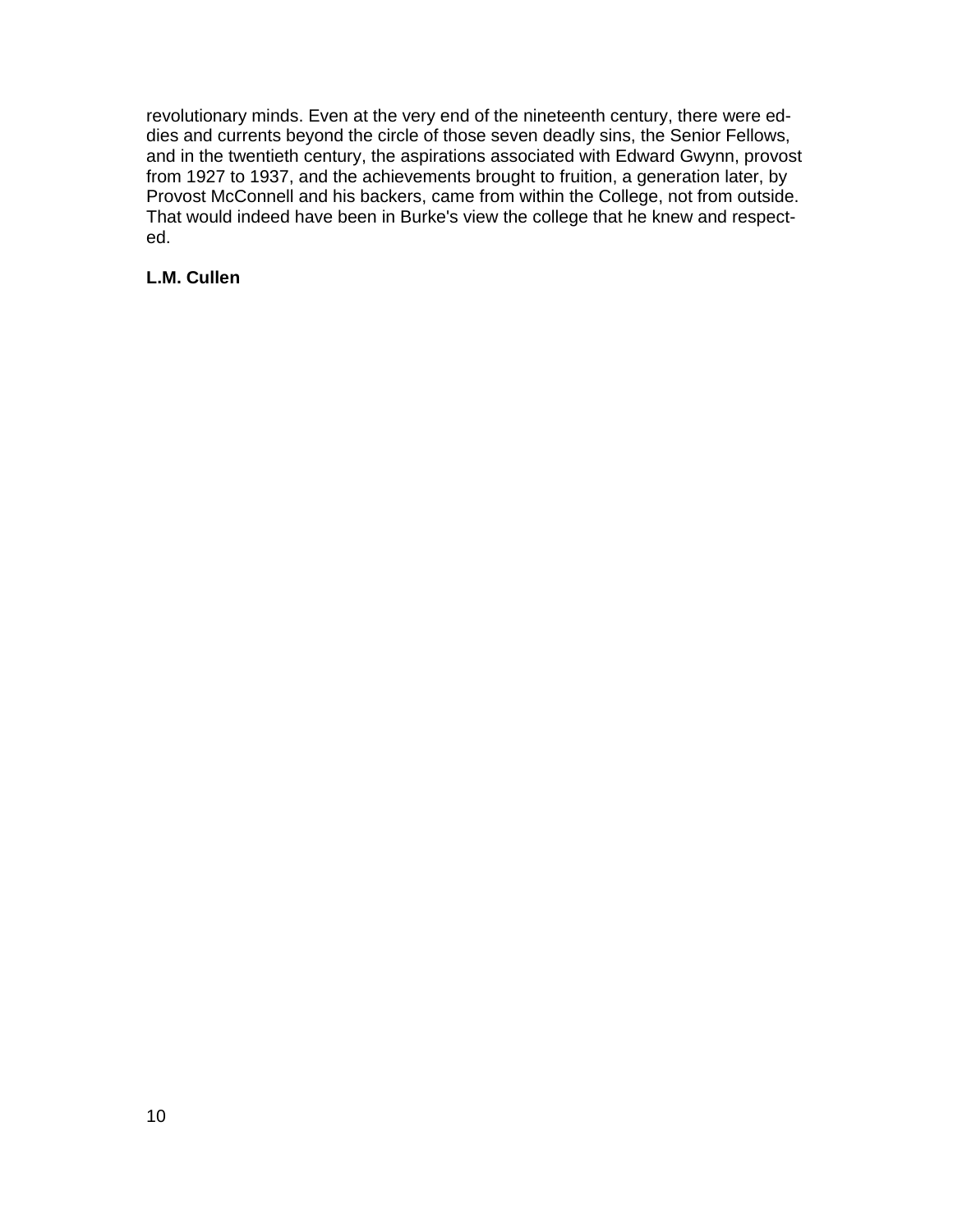revolutionary minds. Even at the very end of the nineteenth century, there were eddies and currents beyond the circle of those seven deadly sins, the Senior Fellows, and in the twentieth century, the aspirations associated with Edward Gwynn, provost from 1927 to 1937, and the achievements brought to fruition, a generation later, by Provost McConnell and his backers, came from within the College, not from outside. That would indeed have been in Burke's view the college that he knew and respected.

**L.M. Cullen**